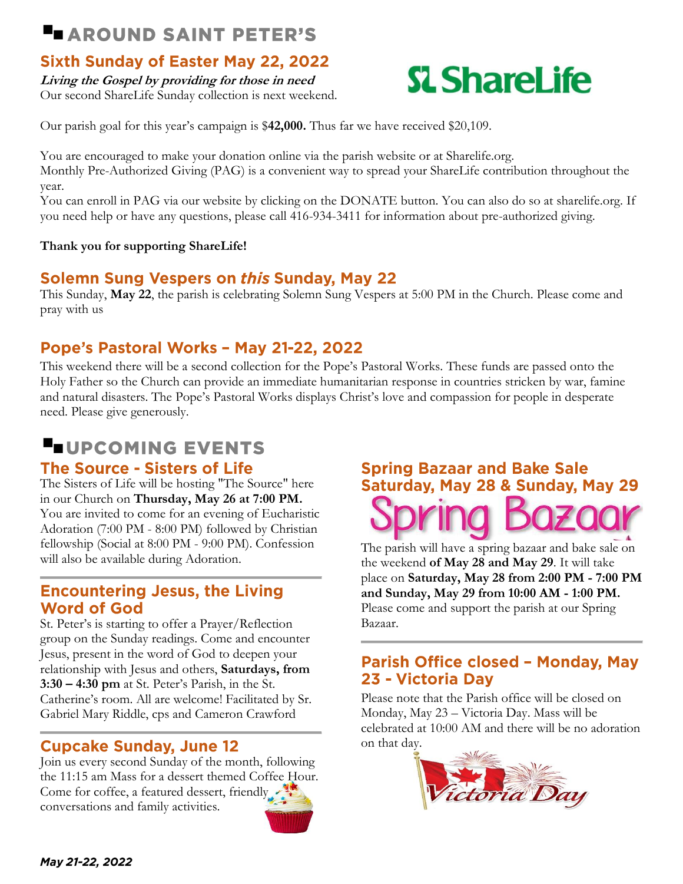# AROUND SAINT PETER'S

## Sixth Sunday of Easter May 22, 2022

***Living the Gospel by providing for those in need***

Our second ShareLife Sunday collection is next weekend.

Our parish goal for this year's campaign is $**42,000.** Thus far we have received $20,109.

You are encouraged to make your donation online via the parish website or at Sharelife.org.

Monthly Pre-Authorized Giving (PAG) is a convenient way to spread your ShareLife contribution throughout the year.

You can enroll in PAG via our website by clicking on the DONATE button. You can also do so at sharelife.org. If you need help or have any questions, please call 416-934-3411 for information about pre-authorized giving.

**Thank you for supporting ShareLife!**

## Solemn Sung Vespers on *this* Sunday, May 22

This Sunday, **May 22**, the parish is celebrating Solemn Sung Vespers at 5:00 PM in the Church. Please come and pray with us

## Pope's Pastoral Works – May 21-22, 2022

This weekend there will be a second collection for the Pope's Pastoral Works. These funds are passed onto the Holy Father so the Church can provide an immediate humanitarian response in countries stricken by war, famine and natural disasters. The Pope's Pastoral Works displays Christ's love and compassion for people in desperate need. Please give generously.

# UPCOMING EVENTS

## The Source - Sisters of Life

The Sisters of Life will be hosting "The Source" here in our Church on **Thursday, May 26 at 7:00 PM.** You are invited to come for an evening of Eucharistic Adoration (7:00 PM - 8:00 PM) followed by Christian fellowship (Social at 8:00 PM - 9:00 PM). Confession will also be available during Adoration.

## Encountering Jesus, the Living Word of God

St. Peter's is starting to offer a Prayer/Reflection group on the Sunday readings. Come and encounter Jesus, present in the word of God to deepen your relationship with Jesus and others, **Saturdays, from 3:30 – 4:30 pm** at St. Peter's Parish, in the St. Catherine's room. All are welcome! Facilitated by Sr. Gabriel Mary Riddle, cps and Cameron Crawford

## Cupcake Sunday, June 12

Join us every second Sunday of the month, following the 11:15 am Mass for a dessert themed Coffee Hour. Come for coffee, a featured dessert, friendly conversations and family activities.

## Spring Bazaar and Bake Sale Saturday, May 28 & Sunday, May 29

Spring Bazaar

The parish will have a spring bazaar and bake sale on the weekend **of May 28 and May 29**. It will take place on **Saturday, May 28 from 2:00 PM - 7:00 PM and Sunday, May 29 from 10:00 AM - 1:00 PM.** Please come and support the parish at our Spring Bazaar.

## Parish Office closed – Monday, May 23 - Victoria Day

Please note that the Parish office will be closed on Monday, May 23 – Victoria Day. Mass will be celebrated at 10:00 AM and there will be no adoration on that day.

*May 21-22, 2022*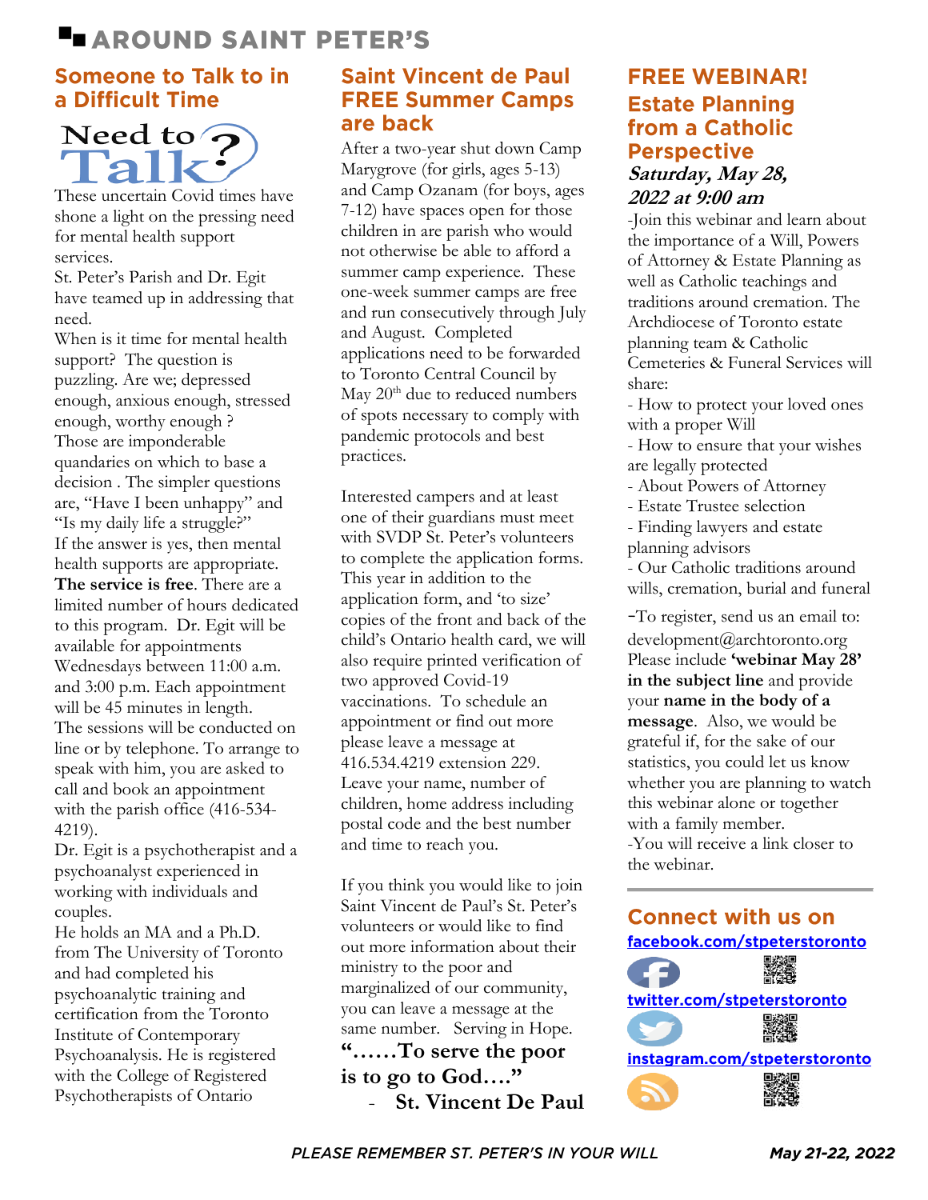# AROUND SAINT PETER'S

## Someone to Talk to in a Difficult Time

Need to Talk?

These uncertain Covid times have shone a light on the pressing need for mental health support services.

St. Peter's Parish and Dr. Egit have teamed up in addressing that need.

When is it time for mental health support? The question is puzzling. Are we; depressed enough, anxious enough, stressed enough, worthy enough ? Those are imponderable quandaries on which to base a decision . The simpler questions are, "Have I been unhappy" and "Is my daily life a struggle?" If the answer is yes, then mental health supports are appropriate.

**The service is free**. There are a limited number of hours dedicated to this program. Dr. Egit will be available for appointments Wednesdays between 11:00 a.m. and 3:00 p.m. Each appointment will be 45 minutes in length.

The sessions will be conducted on line or by telephone. To arrange to speak with him, you are asked to call and book an appointment with the parish office (416-534-4219).

Dr. Egit is a psychotherapist and a psychoanalyst experienced in working with individuals and couples.

He holds an MA and a Ph.D. from The University of Toronto and had completed his psychoanalytic training and certification from the Toronto Institute of Contemporary Psychoanalysis. He is registered with the College of Registered Psychotherapists of Ontario

## Saint Vincent de Paul FREE Summer Camps are back

After a two-year shut down Camp Marygrove (for girls, ages 5-13) and Camp Ozanam (for boys, ages 7-12) have spaces open for those children in are parish who would not otherwise be able to afford a summer camp experience. These one-week summer camps are free and run consecutively through July and August. Completed applications need to be forwarded to Toronto Central Council by May 20th due to reduced numbers of spots necessary to comply with pandemic protocols and best practices.

Interested campers and at least one of their guardians must meet with SVDP St. Peter's volunteers to complete the application forms. This year in addition to the application form, and 'to size' copies of the front and back of the child's Ontario health card, we will also require printed verification of two approved Covid-19 vaccinations. To schedule an appointment or find out more please leave a message at 416.534.4219 extension 229. Leave your name, number of children, home address including postal code and the best number and time to reach you.

If you think you would like to join Saint Vincent de Paul's St. Peter's volunteers or would like to find out more information about their ministry to the poor and marginalized of our community, you can leave a message at the same number. Serving in Hope.

**"……To serve the poor is to go to God…."**

**- St. Vincent De Paul**

## FREE WEBINAR!

## Estate Planning from a Catholic Perspective

***Saturday, May 28, 2022 at 9:00 am***

-Join this webinar and learn about the importance of a Will, Powers of Attorney & Estate Planning as well as Catholic teachings and traditions around cremation. The Archdiocese of Toronto estate planning team & Catholic Cemeteries & Funeral Services will share:

- How to protect your loved ones with a proper Will
- How to ensure that your wishes are legally protected
- About Powers of Attorney
- Estate Trustee selection
- Finding lawyers and estate planning advisors
- Our Catholic traditions around wills, cremation, burial and funeral

-To register, send us an email to: development@archtoronto.org Please include **'webinar May 28' in the subject line** and provide your **name in the body of a message**. Also, we would be grateful if, for the sake of our statistics, you could let us know whether you are planning to watch this webinar alone or together with a family member.

-You will receive a link closer to the webinar.

## Connect with us on

facebook.com/stpeterstoronto

twitter.com/stpeterstoronto

instagram.com/stpeterstoronto

*PLEASE REMEMBER ST. PETER'S IN YOUR WILL*